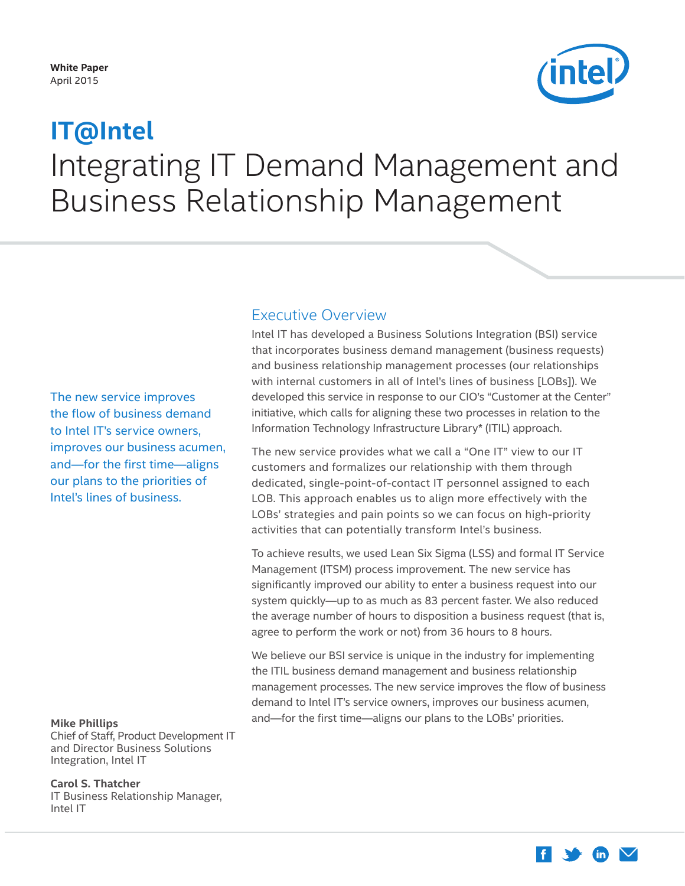White Paper
April 2015

# IT@Intel

# Integrating IT Demand Management and Business Relationship Management

The new service improves the flow of business demand to Intel IT's service owners, improves our business acumen, and—for the first time—aligns our plans to the priorities of Intel's lines of business.

**Mike Phillips**
Chief of Staff, Product Development IT and Director Business Solutions Integration, Intel IT

**Carol S. Thatcher**
IT Business Relationship Manager, Intel IT

## Executive Overview

Intel IT has developed a Business Solutions Integration (BSI) service that incorporates business demand management (business requests) and business relationship management processes (our relationships with internal customers in all of Intel's lines of business [LOBs]). We developed this service in response to our CIO's "Customer at the Center" initiative, which calls for aligning these two processes in relation to the Information Technology Infrastructure Library* (ITIL) approach.

The new service provides what we call a "One IT" view to our IT customers and formalizes our relationship with them through dedicated, single-point-of-contact IT personnel assigned to each LOB. This approach enables us to align more effectively with the LOBs' strategies and pain points so we can focus on high-priority activities that can potentially transform Intel's business.

To achieve results, we used Lean Six Sigma (LSS) and formal IT Service Management (ITSM) process improvement. The new service has significantly improved our ability to enter a business request into our system quickly—up to as much as 83 percent faster. We also reduced the average number of hours to disposition a business request (that is, agree to perform the work or not) from 36 hours to 8 hours.

We believe our BSI service is unique in the industry for implementing the ITIL business demand management and business relationship management processes. The new service improves the flow of business demand to Intel IT's service owners, improves our business acumen, and—for the first time—aligns our plans to the LOBs' priorities.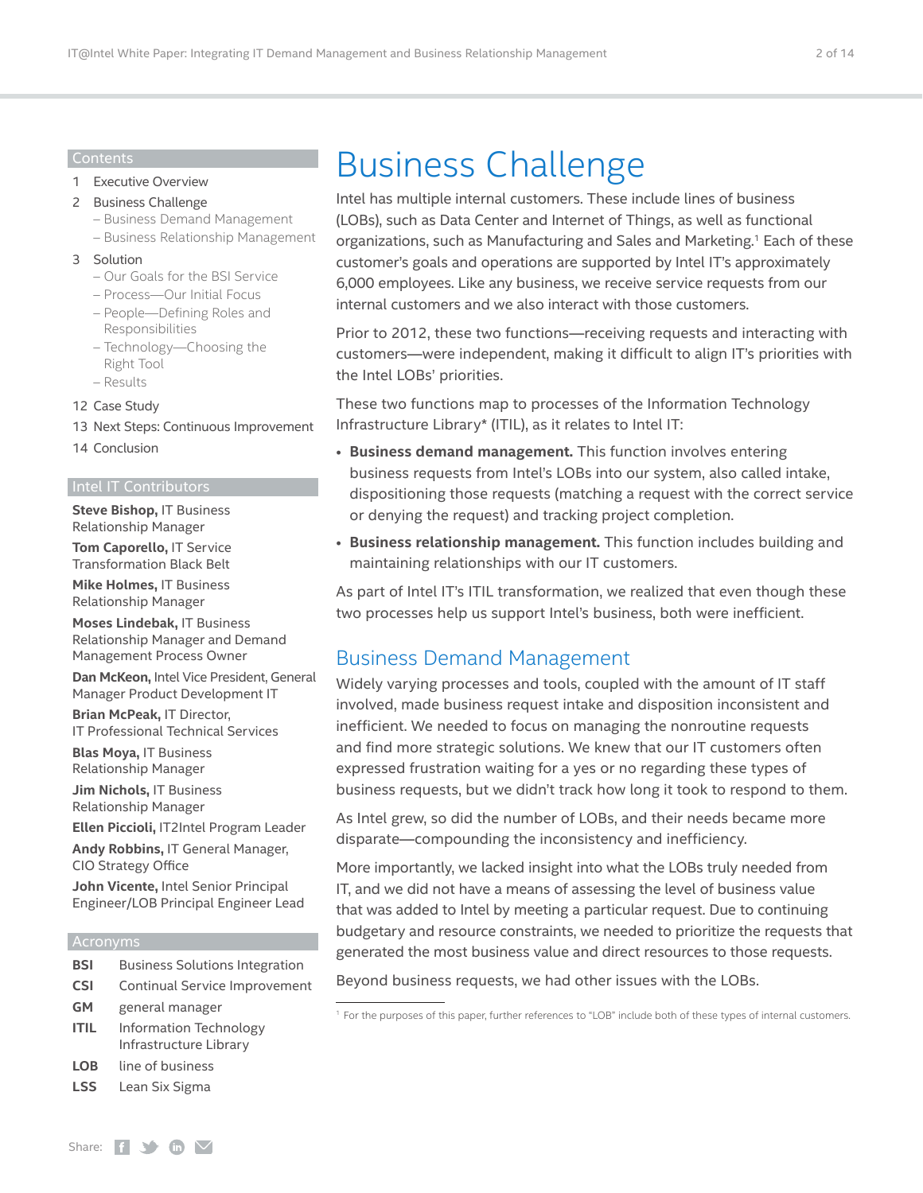## Contents

1 Executive Overview

2 Business Challenge
- Business Demand Management
- Business Relationship Management

3 Solution
- Our Goals for the BSI Service
- Process—Our Initial Focus
- People—Defining Roles and Responsibilities
- Technology—Choosing the Right Tool
- Results

12 Case Study

13 Next Steps: Continuous Improvement

14 Conclusion

## Intel IT Contributors

**Steve Bishop,** IT Business Relationship Manager

**Tom Caporello,** IT Service Transformation Black Belt

**Mike Holmes,** IT Business Relationship Manager

**Moses Lindebak,** IT Business Relationship Manager and Demand Management Process Owner

**Dan McKeon,** Intel Vice President, General Manager Product Development IT

**Brian McPeak,** IT Director, IT Professional Technical Services

**Blas Moya,** IT Business Relationship Manager

**Jim Nichols,** IT Business Relationship Manager

**Ellen Piccioli,** IT2Intel Program Leader

**Andy Robbins,** IT General Manager, CIO Strategy Office

**John Vicente,** Intel Senior Principal Engineer/LOB Principal Engineer Lead

## Acronyms

| | |
|---|---|
| **BSI** | Business Solutions Integration |
| **CSI** | Continual Service Improvement |
| **GM** | general manager |
| **ITIL** | Information Technology Infrastructure Library |
| **LOB** | line of business |
| **LSS** | Lean Six Sigma |

# Business Challenge

Intel has multiple internal customers. These include lines of business (LOBs), such as Data Center and Internet of Things, as well as functional organizations, such as Manufacturing and Sales and Marketing.[1] Each of these customer's goals and operations are supported by Intel IT's approximately 6,000 employees. Like any business, we receive service requests from our internal customers and we also interact with those customers.

Prior to 2012, these two functions—receiving requests and interacting with customers—were independent, making it difficult to align IT's priorities with the Intel LOBs' priorities.

These two functions map to processes of the Information Technology Infrastructure Library* (ITIL), as it relates to Intel IT:

- **Business demand management.** This function involves entering business requests from Intel's LOBs into our system, also called intake, dispositioning those requests (matching a request with the correct service or denying the request) and tracking project completion.
- **Business relationship management.** This function includes building and maintaining relationships with our IT customers.

As part of Intel IT's ITIL transformation, we realized that even though these two processes help us support Intel's business, both were inefficient.

## Business Demand Management

Widely varying processes and tools, coupled with the amount of IT staff involved, made business request intake and disposition inconsistent and inefficient. We needed to focus on managing the nonroutine requests and find more strategic solutions. We knew that our IT customers often expressed frustration waiting for a yes or no regarding these types of business requests, but we didn't track how long it took to respond to them.

As Intel grew, so did the number of LOBs, and their needs became more disparate—compounding the inconsistency and inefficiency.

More importantly, we lacked insight into what the LOBs truly needed from IT, and we did not have a means of assessing the level of business value that was added to Intel by meeting a particular request. Due to continuing budgetary and resource constraints, we needed to prioritize the requests that generated the most business value and direct resources to those requests.

Beyond business requests, we had other issues with the LOBs.

[1] For the purposes of this paper, further references to "LOB" include both of these types of internal customers.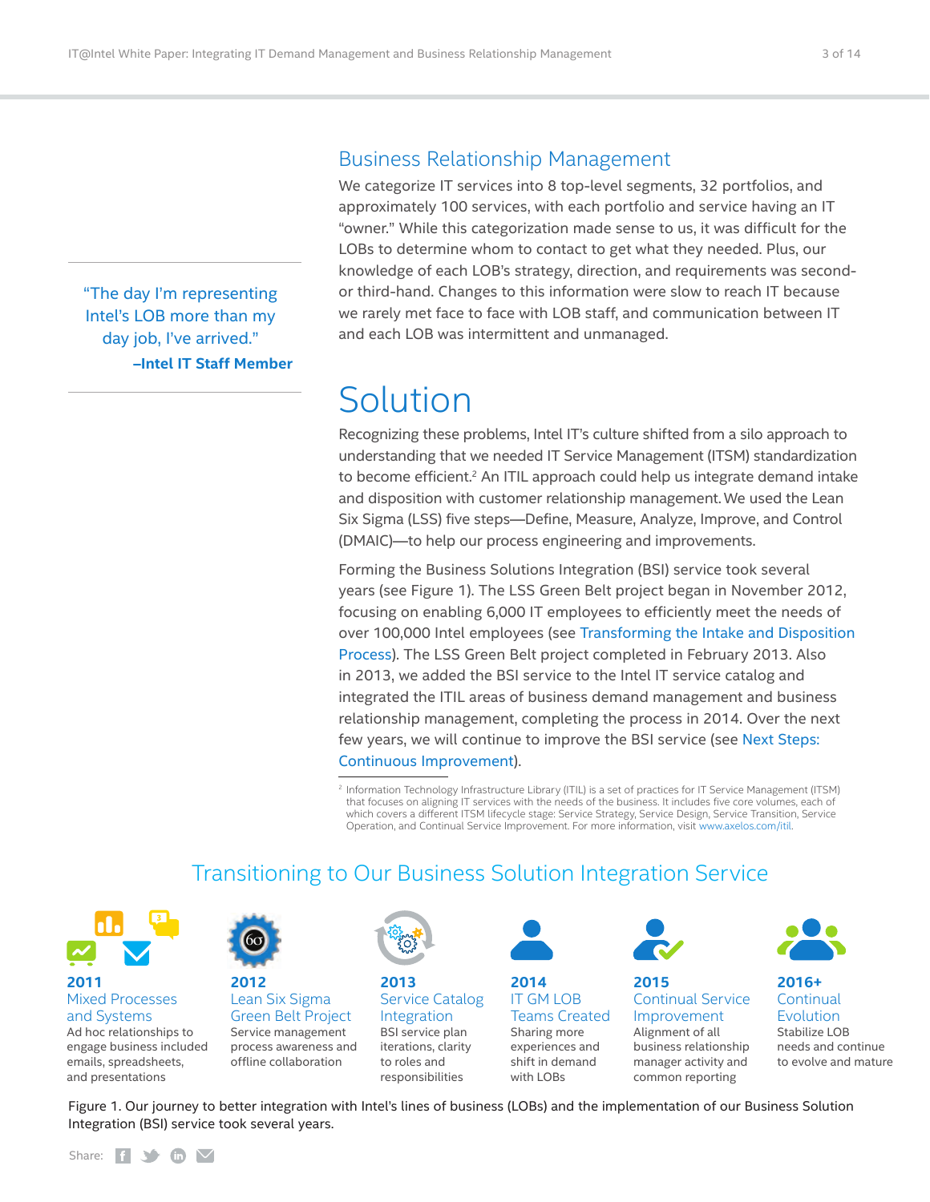## Business Relationship Management

We categorize IT services into 8 top-level segments, 32 portfolios, and approximately 100 services, with each portfolio and service having an IT "owner." While this categorization made sense to us, it was difficult for the LOBs to determine whom to contact to get what they needed. Plus, our knowledge of each LOB's strategy, direction, and requirements was second- or third-hand. Changes to this information were slow to reach IT because we rarely met face to face with LOB staff, and communication between IT and each LOB was intermittent and unmanaged.

> "The day I'm representing Intel's LOB more than my day job, I've arrived."
>
> **–Intel IT Staff Member**

# Solution

Recognizing these problems, Intel IT's culture shifted from a silo approach to understanding that we needed IT Service Management (ITSM) standardization to become efficient.[2] An ITIL approach could help us integrate demand intake and disposition with customer relationship management. We used the Lean Six Sigma (LSS) five steps—Define, Measure, Analyze, Improve, and Control (DMAIC)—to help our process engineering and improvements.

Forming the Business Solutions Integration (BSI) service took several years (see Figure 1). The LSS Green Belt project began in November 2012, focusing on enabling 6,000 IT employees to efficiently meet the needs of over 100,000 Intel employees (see Transforming the Intake and Disposition Process). The LSS Green Belt project completed in February 2013. Also in 2013, we added the BSI service to the Intel IT service catalog and integrated the ITIL areas of business demand management and business relationship management, completing the process in 2014. Over the next few years, we will continue to improve the BSI service (see Next Steps: Continuous Improvement).

[2] Information Technology Infrastructure Library (ITIL) is a set of practices for IT Service Management (ITSM) that focuses on aligning IT services with the needs of the business. It includes five core volumes, each of which covers a different ITSM lifecycle stage: Service Strategy, Service Design, Service Transition, Service Operation, and Continual Service Improvement. For more information, visit www.axelos.com/itil.

## Transitioning to Our Business Solution Integration Service

**2011** Mixed Processes and Systems
Ad hoc relationships to engage business included emails, spreadsheets, and presentations

**2012** Lean Six Sigma Green Belt Project
Service management process awareness and offline collaboration

**2013** Service Catalog Integration
BSI service plan iterations, clarity to roles and responsibilities

**2014** IT GM LOB Teams Created
Sharing more experiences and shift in demand with LOBs

**2015** Continual Service Improvement
Alignment of all business relationship manager activity and common reporting

**2016+** Continual Evolution
Stabilize LOB needs and continue to evolve and mature

Figure 1. Our journey to better integration with Intel's lines of business (LOBs) and the implementation of our Business Solution Integration (BSI) service took several years.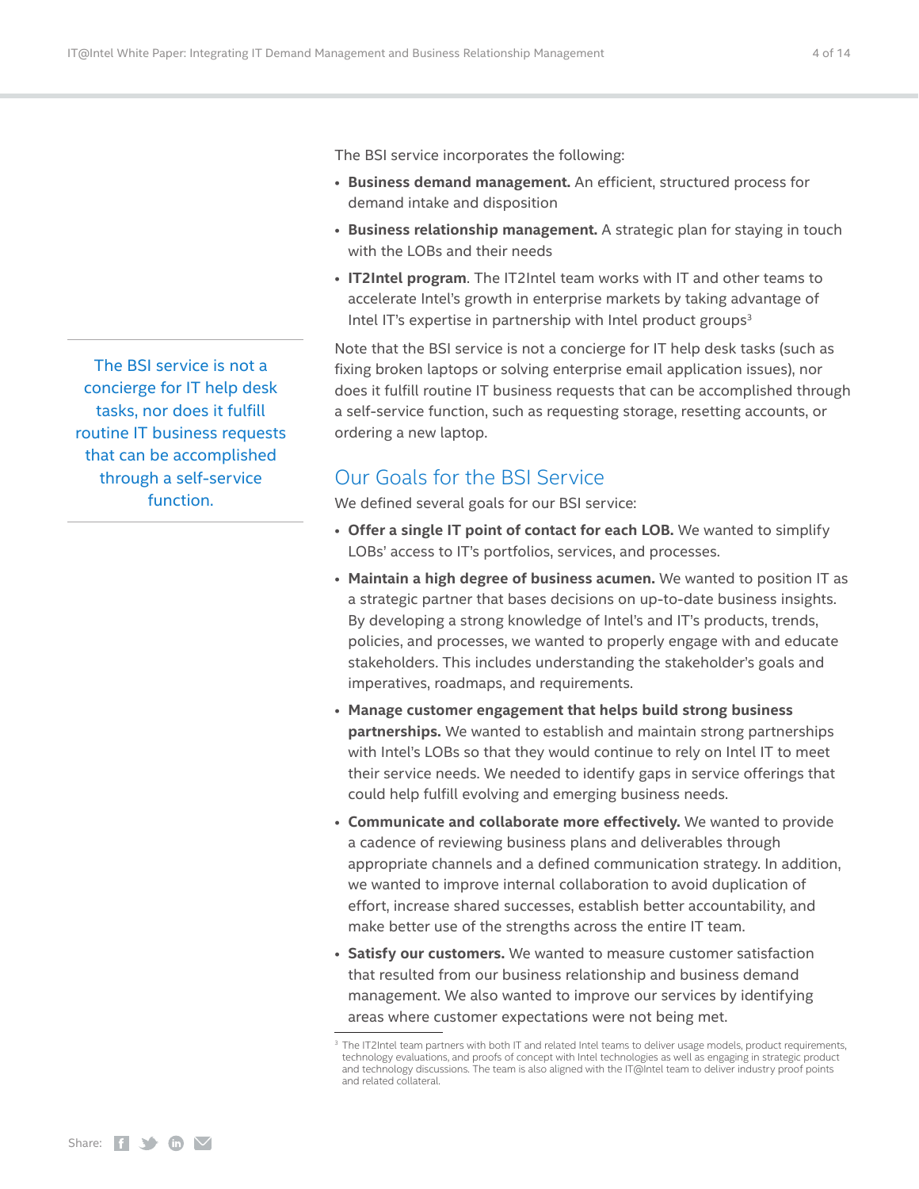The BSI service incorporates the following:

- **Business demand management.** An efficient, structured process for demand intake and disposition
- **Business relationship management.** A strategic plan for staying in touch with the LOBs and their needs
- **IT2Intel program**. The IT2Intel team works with IT and other teams to accelerate Intel's growth in enterprise markets by taking advantage of Intel IT's expertise in partnership with Intel product groups[3]

Note that the BSI service is not a concierge for IT help desk tasks (such as fixing broken laptops or solving enterprise email application issues), nor does it fulfill routine IT business requests that can be accomplished through a self-service function, such as requesting storage, resetting accounts, or ordering a new laptop.

The BSI service is not a concierge for IT help desk tasks, nor does it fulfill routine IT business requests that can be accomplished through a self-service function.

## Our Goals for the BSI Service

We defined several goals for our BSI service:

- **Offer a single IT point of contact for each LOB.** We wanted to simplify LOBs' access to IT's portfolios, services, and processes.
- **Maintain a high degree of business acumen.** We wanted to position IT as a strategic partner that bases decisions on up-to-date business insights. By developing a strong knowledge of Intel's and IT's products, trends, policies, and processes, we wanted to properly engage with and educate stakeholders. This includes understanding the stakeholder's goals and imperatives, roadmaps, and requirements.
- **Manage customer engagement that helps build strong business partnerships.** We wanted to establish and maintain strong partnerships with Intel's LOBs so that they would continue to rely on Intel IT to meet their service needs. We needed to identify gaps in service offerings that could help fulfill evolving and emerging business needs.
- **Communicate and collaborate more effectively.** We wanted to provide a cadence of reviewing business plans and deliverables through appropriate channels and a defined communication strategy. In addition, we wanted to improve internal collaboration to avoid duplication of effort, increase shared successes, establish better accountability, and make better use of the strengths across the entire IT team.
- **Satisfy our customers.** We wanted to measure customer satisfaction that resulted from our business relationship and business demand management. We also wanted to improve our services by identifying areas where customer expectations were not being met.

[3] The IT2Intel team partners with both IT and related Intel teams to deliver usage models, product requirements, technology evaluations, and proofs of concept with Intel technologies as well as engaging in strategic product and technology discussions. The team is also aligned with the IT@Intel team to deliver industry proof points and related collateral.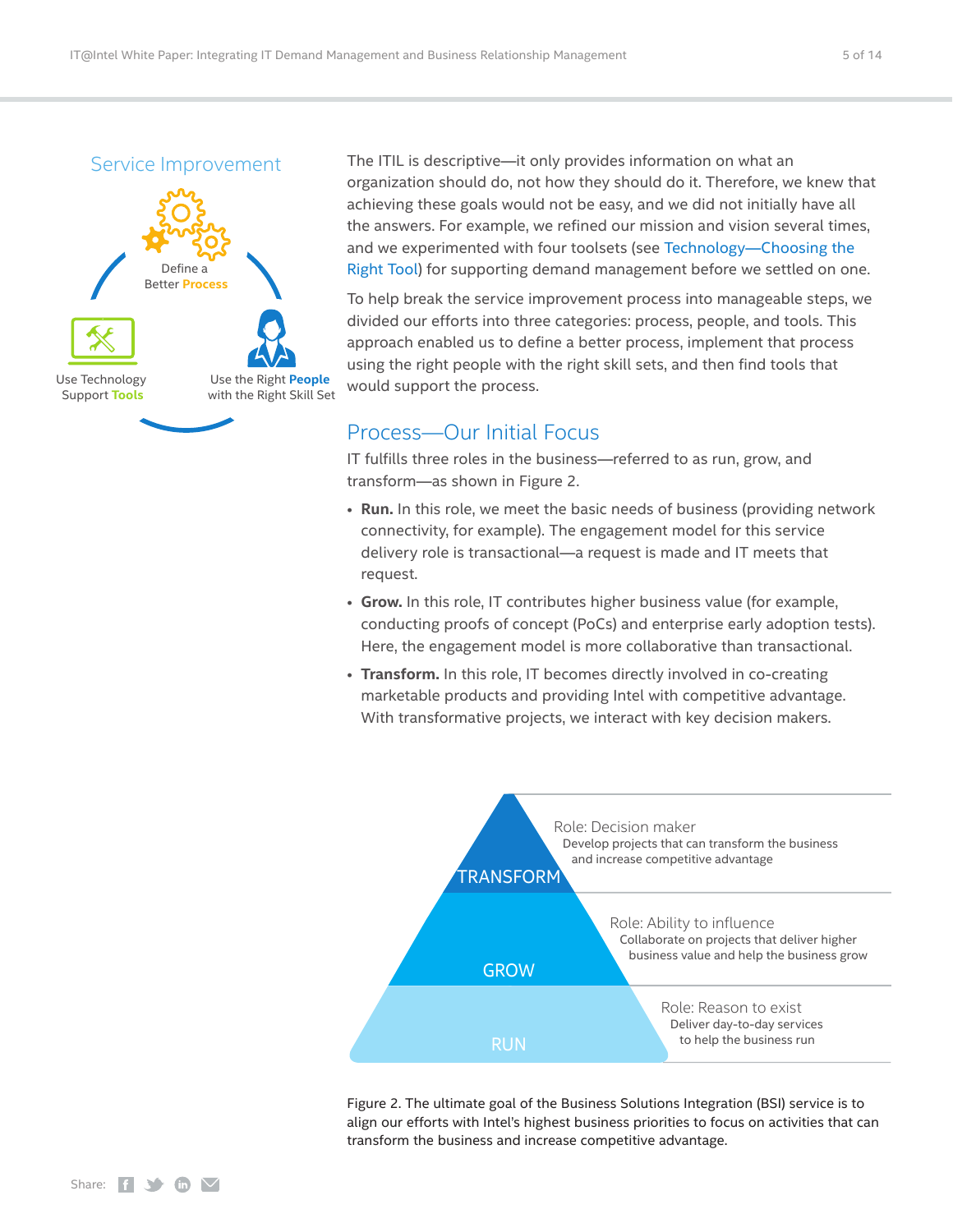## Service Improvement

Define a Better Process

Use the Right People with the Right Skill Set

Use Technology Support Tools

The ITIL is descriptive—it only provides information on what an organization should do, not how they should do it. Therefore, we knew that achieving these goals would not be easy, and we did not initially have all the answers. For example, we refined our mission and vision several times, and we experimented with four toolsets (see Technology—Choosing the Right Tool) for supporting demand management before we settled on one.

To help break the service improvement process into manageable steps, we divided our efforts into three categories: process, people, and tools. This approach enabled us to define a better process, implement that process using the right people with the right skill sets, and then find tools that would support the process.

## Process—Our Initial Focus

IT fulfills three roles in the business—referred to as run, grow, and transform—as shown in Figure 2.

- **Run.** In this role, we meet the basic needs of business (providing network connectivity, for example). The engagement model for this service delivery role is transactional—a request is made and IT meets that request.
- **Grow.** In this role, IT contributes higher business value (for example, conducting proofs of concept (PoCs) and enterprise early adoption tests). Here, the engagement model is more collaborative than transactional.
- **Transform.** In this role, IT becomes directly involved in co-creating marketable products and providing Intel with competitive advantage. With transformative projects, we interact with key decision makers.

TRANSFORM — Role: Decision maker. Develop projects that can transform the business and increase competitive advantage

GROW — Role: Ability to influence. Collaborate on projects that deliver higher business value and help the business grow

RUN — Role: Reason to exist. Deliver day-to-day services to help the business run

Figure 2. The ultimate goal of the Business Solutions Integration (BSI) service is to align our efforts with Intel's highest business priorities to focus on activities that can transform the business and increase competitive advantage.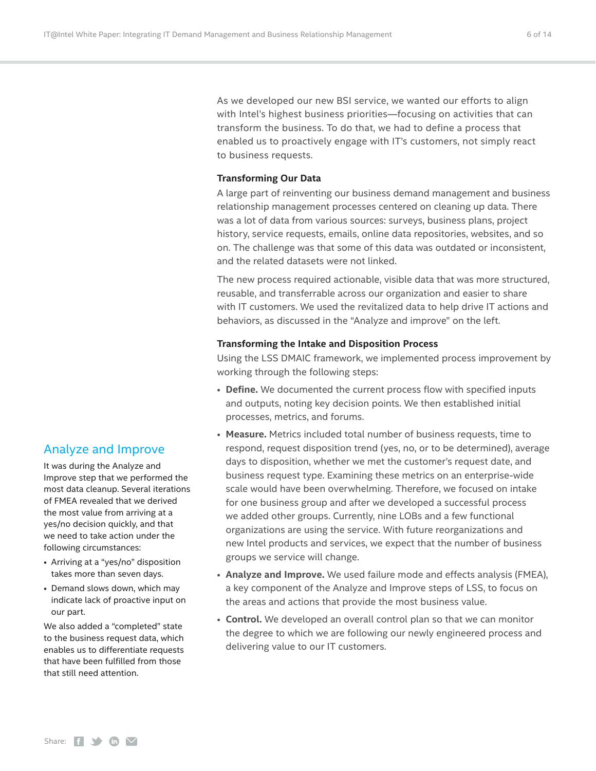As we developed our new BSI service, we wanted our efforts to align with Intel's highest business priorities—focusing on activities that can transform the business. To do that, we had to define a process that enabled us to proactively engage with IT's customers, not simply react to business requests.

### Transforming Our Data

A large part of reinventing our business demand management and business relationship management processes centered on cleaning up data. There was a lot of data from various sources: surveys, business plans, project history, service requests, emails, online data repositories, websites, and so on. The challenge was that some of this data was outdated or inconsistent, and the related datasets were not linked.

The new process required actionable, visible data that was more structured, reusable, and transferrable across our organization and easier to share with IT customers. We used the revitalized data to help drive IT actions and behaviors, as discussed in the "Analyze and improve" on the left.

### Transforming the Intake and Disposition Process

Using the LSS DMAIC framework, we implemented process improvement by working through the following steps:

- **Define.** We documented the current process flow with specified inputs and outputs, noting key decision points. We then established initial processes, metrics, and forums.
- **Measure.** Metrics included total number of business requests, time to respond, request disposition trend (yes, no, or to be determined), average days to disposition, whether we met the customer's request date, and business request type. Examining these metrics on an enterprise-wide scale would have been overwhelming. Therefore, we focused on intake for one business group and after we developed a successful process we added other groups. Currently, nine LOBs and a few functional organizations are using the service. With future reorganizations and new Intel products and services, we expect that the number of business groups we service will change.
- **Analyze and Improve.** We used failure mode and effects analysis (FMEA), a key component of the Analyze and Improve steps of LSS, to focus on the areas and actions that provide the most business value.
- **Control.** We developed an overall control plan so that we can monitor the degree to which we are following our newly engineered process and delivering value to our IT customers.

## Analyze and Improve

It was during the Analyze and Improve step that we performed the most data cleanup. Several iterations of FMEA revealed that we derived the most value from arriving at a yes/no decision quickly, and that we need to take action under the following circumstances:

- Arriving at a "yes/no" disposition takes more than seven days.
- Demand slows down, which may indicate lack of proactive input on our part.

We also added a "completed" state to the business request data, which enables us to differentiate requests that have been fulfilled from those that still need attention.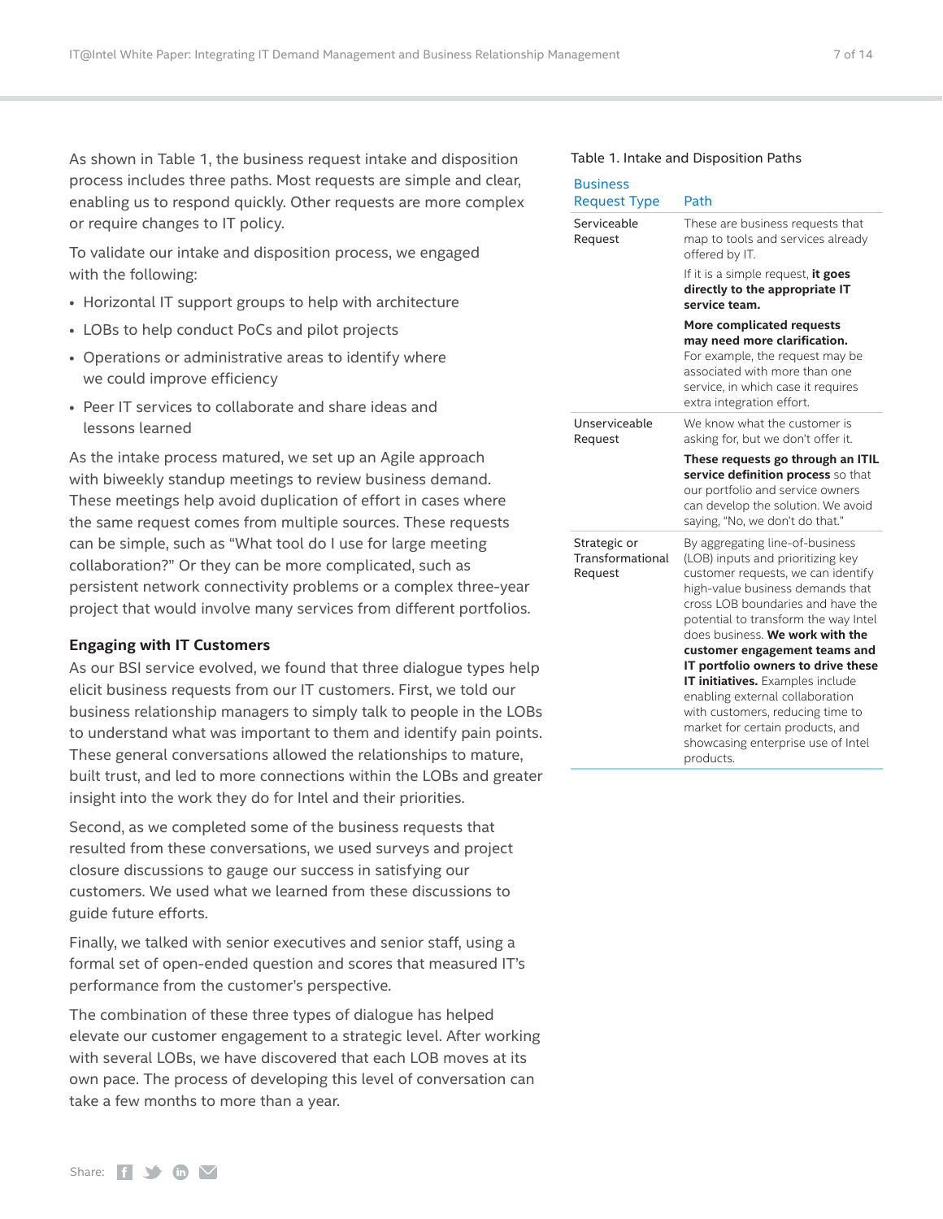As shown in Table 1, the business request intake and disposition process includes three paths. Most requests are simple and clear, enabling us to respond quickly. Other requests are more complex or require changes to IT policy.

To validate our intake and disposition process, we engaged with the following:

- Horizontal IT support groups to help with architecture
- LOBs to help conduct PoCs and pilot projects
- Operations or administrative areas to identify where we could improve efficiency
- Peer IT services to collaborate and share ideas and lessons learned

As the intake process matured, we set up an Agile approach with biweekly standup meetings to review business demand. These meetings help avoid duplication of effort in cases where the same request comes from multiple sources. These requests can be simple, such as "What tool do I use for large meeting collaboration?" Or they can be more complicated, such as persistent network connectivity problems or a complex three-year project that would involve many services from different portfolios.

### Engaging with IT Customers

As our BSI service evolved, we found that three dialogue types help elicit business requests from our IT customers. First, we told our business relationship managers to simply talk to people in the LOBs to understand what was important to them and identify pain points. These general conversations allowed the relationships to mature, built trust, and led to more connections within the LOBs and greater insight into the work they do for Intel and their priorities.

Second, as we completed some of the business requests that resulted from these conversations, we used surveys and project closure discussions to gauge our success in satisfying our customers. We used what we learned from these discussions to guide future efforts.

Finally, we talked with senior executives and senior staff, using a formal set of open-ended question and scores that measured IT's performance from the customer's perspective.

The combination of these three types of dialogue has helped elevate our customer engagement to a strategic level. After working with several LOBs, we have discovered that each LOB moves at its own pace. The process of developing this level of conversation can take a few months to more than a year.

Table 1. Intake and Disposition Paths

| Business Request Type | Path |
|---|---|
| Serviceable Request | These are business requests that map to tools and services already offered by IT.<br><br>If it is a simple request, **it goes directly to the appropriate IT service team.**<br><br>**More complicated requests may need more clarification.** For example, the request may be associated with more than one service, in which case it requires extra integration effort. |
| Unserviceable Request | We know what the customer is asking for, but we don't offer it.<br><br>**These requests go through an ITIL service definition process** so that our portfolio and service owners can develop the solution. We avoid saying, "No, we don't do that." |
| Strategic or Transformational Request | By aggregating line-of-business (LOB) inputs and prioritizing key customer requests, we can identify high-value business demands that cross LOB boundaries and have the potential to transform the way Intel does business. **We work with the customer engagement teams and IT portfolio owners to drive these IT initiatives.** Examples include enabling external collaboration with customers, reducing time to market for certain products, and showcasing enterprise use of Intel products. |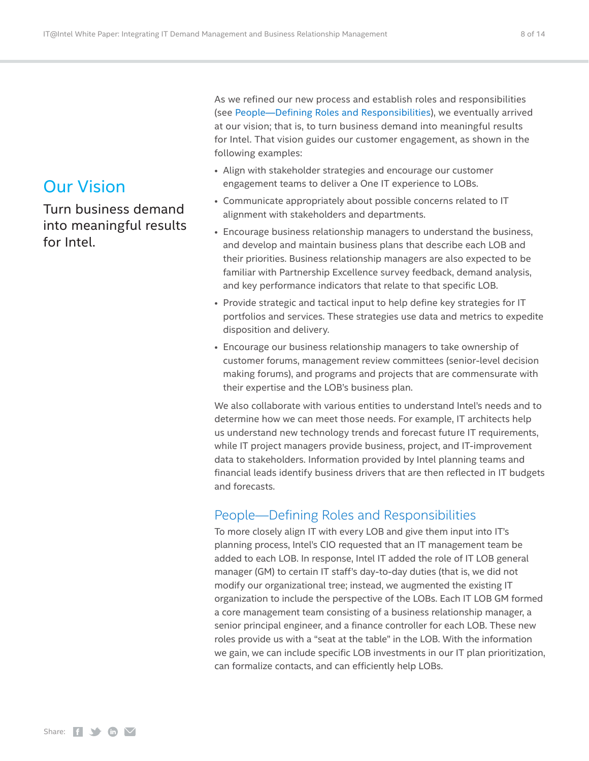## Our Vision

Turn business demand into meaningful results for Intel.

As we refined our new process and establish roles and responsibilities (see People—Defining Roles and Responsibilities), we eventually arrived at our vision; that is, to turn business demand into meaningful results for Intel. That vision guides our customer engagement, as shown in the following examples:

- Align with stakeholder strategies and encourage our customer engagement teams to deliver a One IT experience to LOBs.
- Communicate appropriately about possible concerns related to IT alignment with stakeholders and departments.
- Encourage business relationship managers to understand the business, and develop and maintain business plans that describe each LOB and their priorities. Business relationship managers are also expected to be familiar with Partnership Excellence survey feedback, demand analysis, and key performance indicators that relate to that specific LOB.
- Provide strategic and tactical input to help define key strategies for IT portfolios and services. These strategies use data and metrics to expedite disposition and delivery.
- Encourage our business relationship managers to take ownership of customer forums, management review committees (senior-level decision making forums), and programs and projects that are commensurate with their expertise and the LOB's business plan.

We also collaborate with various entities to understand Intel's needs and to determine how we can meet those needs. For example, IT architects help us understand new technology trends and forecast future IT requirements, while IT project managers provide business, project, and IT-improvement data to stakeholders. Information provided by Intel planning teams and financial leads identify business drivers that are then reflected in IT budgets and forecasts.

## People—Defining Roles and Responsibilities

To more closely align IT with every LOB and give them input into IT's planning process, Intel's CIO requested that an IT management team be added to each LOB. In response, Intel IT added the role of IT LOB general manager (GM) to certain IT staff's day-to-day duties (that is, we did not modify our organizational tree; instead, we augmented the existing IT organization to include the perspective of the LOBs. Each IT LOB GM formed a core management team consisting of a business relationship manager, a senior principal engineer, and a finance controller for each LOB. These new roles provide us with a "seat at the table" in the LOB. With the information we gain, we can include specific LOB investments in our IT plan prioritization, can formalize contacts, and can efficiently help LOBs.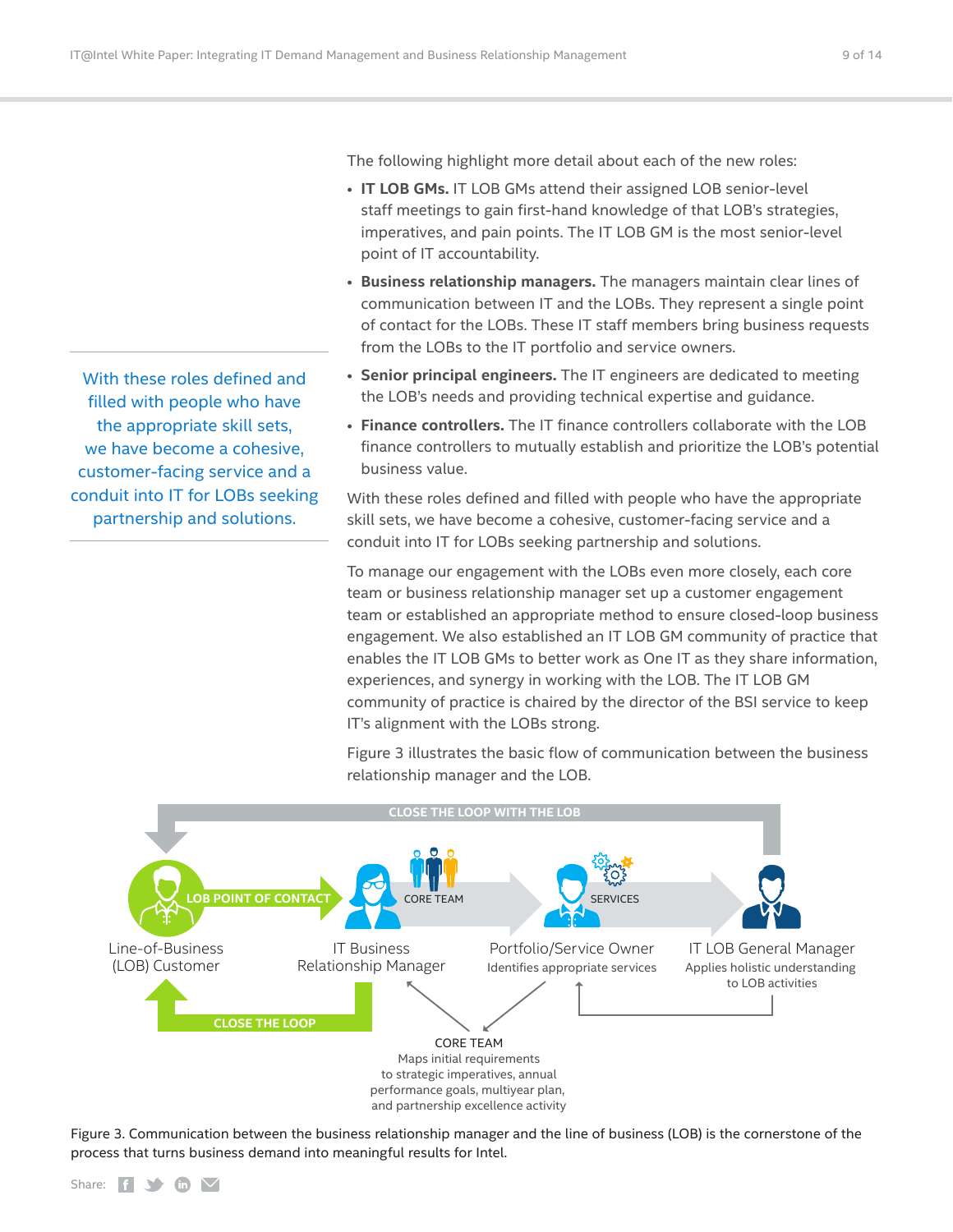The following highlight more detail about each of the new roles:

- **IT LOB GMs.** IT LOB GMs attend their assigned LOB senior-level staff meetings to gain first-hand knowledge of that LOB's strategies, imperatives, and pain points. The IT LOB GM is the most senior-level point of IT accountability.
- **Business relationship managers.** The managers maintain clear lines of communication between IT and the LOBs. They represent a single point of contact for the LOBs. These IT staff members bring business requests from the LOBs to the IT portfolio and service owners.
- **Senior principal engineers.** The IT engineers are dedicated to meeting the LOB's needs and providing technical expertise and guidance.
- **Finance controllers.** The IT finance controllers collaborate with the LOB finance controllers to mutually establish and prioritize the LOB's potential business value.

With these roles defined and filled with people who have the appropriate skill sets, we have become a cohesive, customer-facing service and a conduit into IT for LOBs seeking partnership and solutions.

To manage our engagement with the LOBs even more closely, each core team or business relationship manager set up a customer engagement team or established an appropriate method to ensure closed-loop business engagement. We also established an IT LOB GM community of practice that enables the IT LOB GMs to better work as One IT as they share information, experiences, and synergy in working with the LOB. The IT LOB GM community of practice is chaired by the director of the BSI service to keep IT's alignment with the LOBs strong.

Figure 3 illustrates the basic flow of communication between the business relationship manager and the LOB.

> With these roles defined and filled with people who have the appropriate skill sets, we have become a cohesive, customer-facing service and a conduit into IT for LOBs seeking partnership and solutions.

CLOSE THE LOOP WITH THE LOB

LOB POINT OF CONTACT — Line-of-Business (LOB) Customer

CORE TEAM — IT Business Relationship Manager

SERVICES — Portfolio/Service Owner: Identifies appropriate services

IT LOB General Manager: Applies holistic understanding to LOB activities

CLOSE THE LOOP

CORE TEAM: Maps initial requirements to strategic imperatives, annual performance goals, multiyear plan, and partnership excellence activity

Figure 3. Communication between the business relationship manager and the line of business (LOB) is the cornerstone of the process that turns business demand into meaningful results for Intel.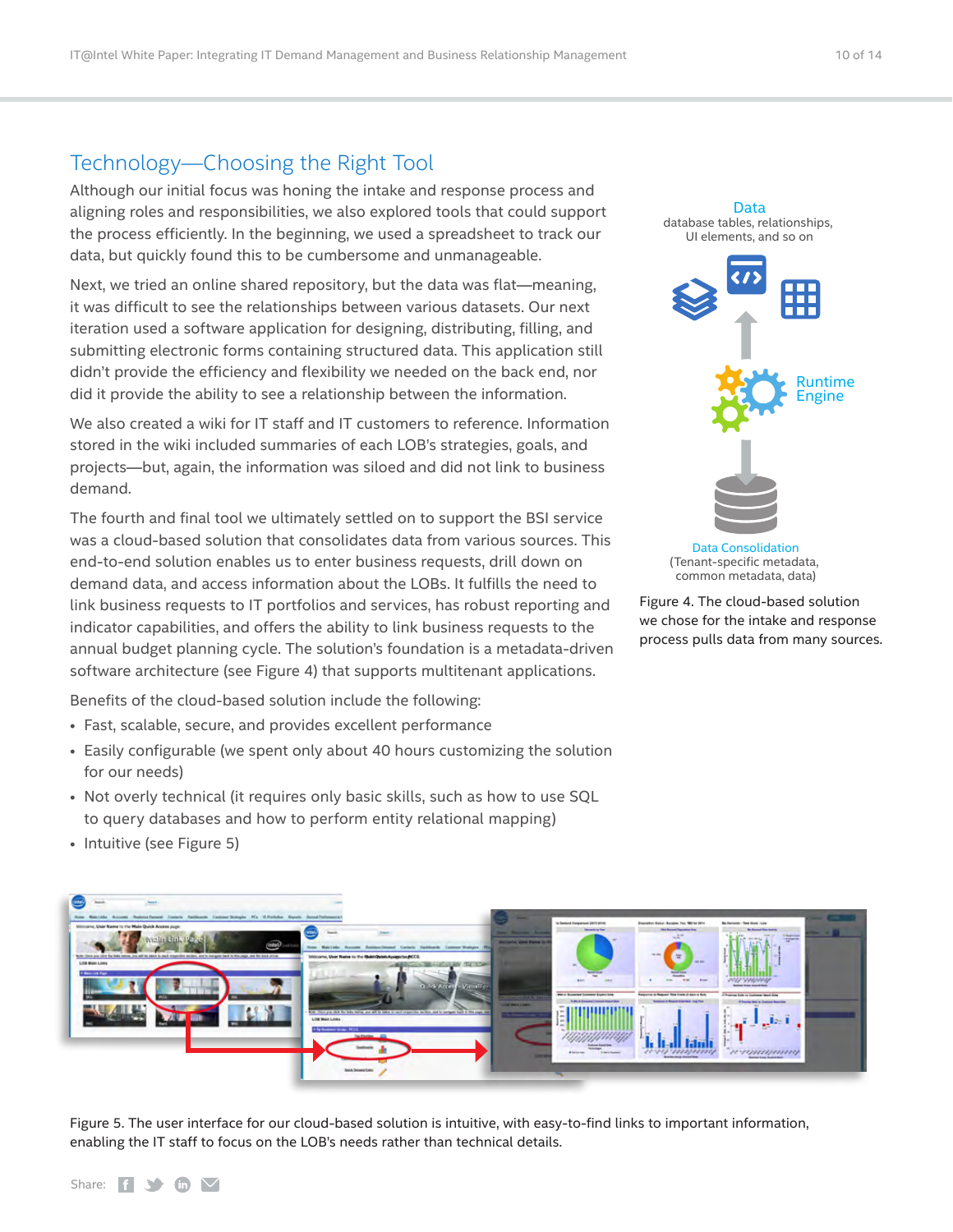## Technology—Choosing the Right Tool

Although our initial focus was honing the intake and response process and aligning roles and responsibilities, we also explored tools that could support the process efficiently. In the beginning, we used a spreadsheet to track our data, but quickly found this to be cumbersome and unmanageable.

Next, we tried an online shared repository, but the data was flat—meaning, it was difficult to see the relationships between various datasets. Our next iteration used a software application for designing, distributing, filling, and submitting electronic forms containing structured data. This application still didn't provide the efficiency and flexibility we needed on the back end, nor did it provide the ability to see a relationship between the information.

We also created a wiki for IT staff and IT customers to reference. Information stored in the wiki included summaries of each LOB's strategies, goals, and projects—but, again, the information was siloed and did not link to business demand.

The fourth and final tool we ultimately settled on to support the BSI service was a cloud-based solution that consolidates data from various sources. This end-to-end solution enables us to enter business requests, drill down on demand data, and access information about the LOBs. It fulfills the need to link business requests to IT portfolios and services, has robust reporting and indicator capabilities, and offers the ability to link business requests to the annual budget planning cycle. The solution's foundation is a metadata-driven software architecture (see Figure 4) that supports multitenant applications.

Benefits of the cloud-based solution include the following:

- Fast, scalable, secure, and provides excellent performance
- Easily configurable (we spent only about 40 hours customizing the solution for our needs)
- Not overly technical (it requires only basic skills, such as how to use SQL to query databases and how to perform entity relational mapping)
- Intuitive (see Figure 5)

Data
database tables, relationships, UI elements, and so on

Runtime Engine

Data Consolidation
(Tenant-specific metadata, common metadata, data)

Figure 4. The cloud-based solution we chose for the intake and response process pulls data from many sources.

Figure 5. The user interface for our cloud-based solution is intuitive, with easy-to-find links to important information, enabling the IT staff to focus on the LOB's needs rather than technical details.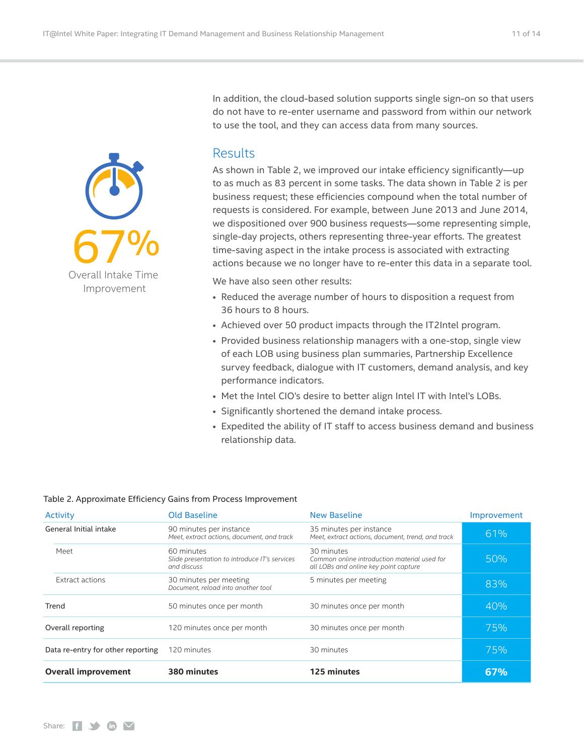In addition, the cloud-based solution supports single sign-on so that users do not have to re-enter username and password from within our network to use the tool, and they can access data from many sources.

67%
Overall Intake Time Improvement

## Results

As shown in Table 2, we improved our intake efficiency significantly—up to as much as 83 percent in some tasks. The data shown in Table 2 is per business request; these efficiencies compound when the total number of requests is considered. For example, between June 2013 and June 2014, we dispositioned over 900 business requests—some representing simple, single-day projects, others representing three-year efforts. The greatest time-saving aspect in the intake process is associated with extracting actions because we no longer have to re-enter this data in a separate tool.

We have also seen other results:

- Reduced the average number of hours to disposition a request from 36 hours to 8 hours.
- Achieved over 50 product impacts through the IT2Intel program.
- Provided business relationship managers with a one-stop, single view of each LOB using business plan summaries, Partnership Excellence survey feedback, dialogue with IT customers, demand analysis, and key performance indicators.
- Met the Intel CIO's desire to better align Intel IT with Intel's LOBs.
- Significantly shortened the demand intake process.
- Expedited the ability of IT staff to access business demand and business relationship data.

Table 2. Approximate Efficiency Gains from Process Improvement

| Activity | Old Baseline | New Baseline | Improvement |
|---|---|---|---|
| General Initial intake | 90 minutes per instance *Meet, extract actions, document, and track* | 35 minutes per instance *Meet, extract actions, document, trend, and track* | 61% |
| Meet | 60 minutes *Slide presentation to introduce IT's services and discuss* | 30 minutes *Common online introduction material used for all LOBs and online key point capture* | 50% |
| Extract actions | 30 minutes per meeting *Document, reload into another tool* | 5 minutes per meeting | 83% |
| Trend | 50 minutes once per month | 30 minutes once per month | 40% |
| Overall reporting | 120 minutes once per month | 30 minutes once per month | 75% |
| Data re-entry for other reporting | 120 minutes | 30 minutes | 75% |
| **Overall improvement** | **380 minutes** | **125 minutes** | **67%** |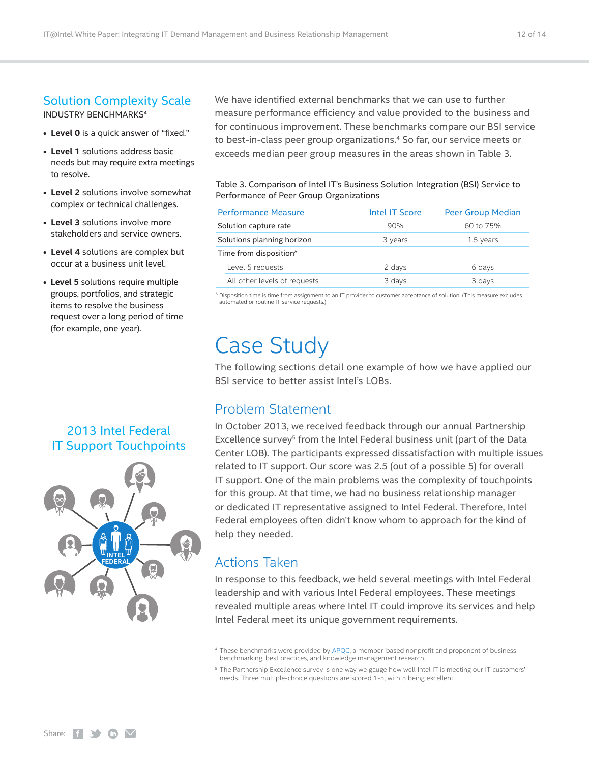## Solution Complexity Scale

INDUSTRY BENCHMARKS[4]

- **Level 0** is a quick answer of "fixed."
- **Level 1** solutions address basic needs but may require extra meetings to resolve.
- **Level 2** solutions involve somewhat complex or technical challenges.
- **Level 3** solutions involve more stakeholders and service owners.
- **Level 4** solutions are complex but occur at a business unit level.
- **Level 5** solutions require multiple groups, portfolios, and strategic items to resolve the business request over a long period of time (for example, one year).

We have identified external benchmarks that we can use to further measure performance efficiency and value provided to the business and for continuous improvement. These benchmarks compare our BSI service to best-in-class peer group organizations.[4] So far, our service meets or exceeds median peer group measures in the areas shown in Table 3.

Table 3. Comparison of Intel IT's Business Solution Integration (BSI) Service to Performance of Peer Group Organizations

| Performance Measure | Intel IT Score | Peer Group Median |
|---|---|---|
| Solution capture rate | 90% | 60 to 75% |
| Solutions planning horizon | 3 years | 1.5 years |
| Time from disposition[Δ] | | |
| Level 5 requests | 2 days | 6 days |
| All other levels of requests | 3 days | 3 days |

[Δ] Disposition time is time from assignment to an IT provider to customer acceptance of solution. (This measure excludes automated or routine IT service requests.)

# Case Study

The following sections detail one example of how we have applied our BSI service to better assist Intel's LOBs.

## Problem Statement

In October 2013, we received feedback through our annual Partnership Excellence survey[5] from the Intel Federal business unit (part of the Data Center LOB). The participants expressed dissatisfaction with multiple issues related to IT support. Our score was 2.5 (out of a possible 5) for overall IT support. One of the main problems was the complexity of touchpoints for this group. At that time, we had no business relationship manager or dedicated IT representative assigned to Intel Federal. Therefore, Intel Federal employees often didn't know whom to approach for the kind of help they needed.

### 2013 Intel Federal IT Support Touchpoints

INTEL FEDERAL

## Actions Taken

In response to this feedback, we held several meetings with Intel Federal leadership and with various Intel Federal employees. These meetings revealed multiple areas where Intel IT could improve its services and help Intel Federal meet its unique government requirements.

---

[4] These benchmarks were provided by APQC, a member-based nonprofit and proponent of business benchmarking, best practices, and knowledge management research.

[5] The Partnership Excellence survey is one way we gauge how well Intel IT is meeting our IT customers' needs. Three multiple-choice questions are scored 1-5, with 5 being excellent.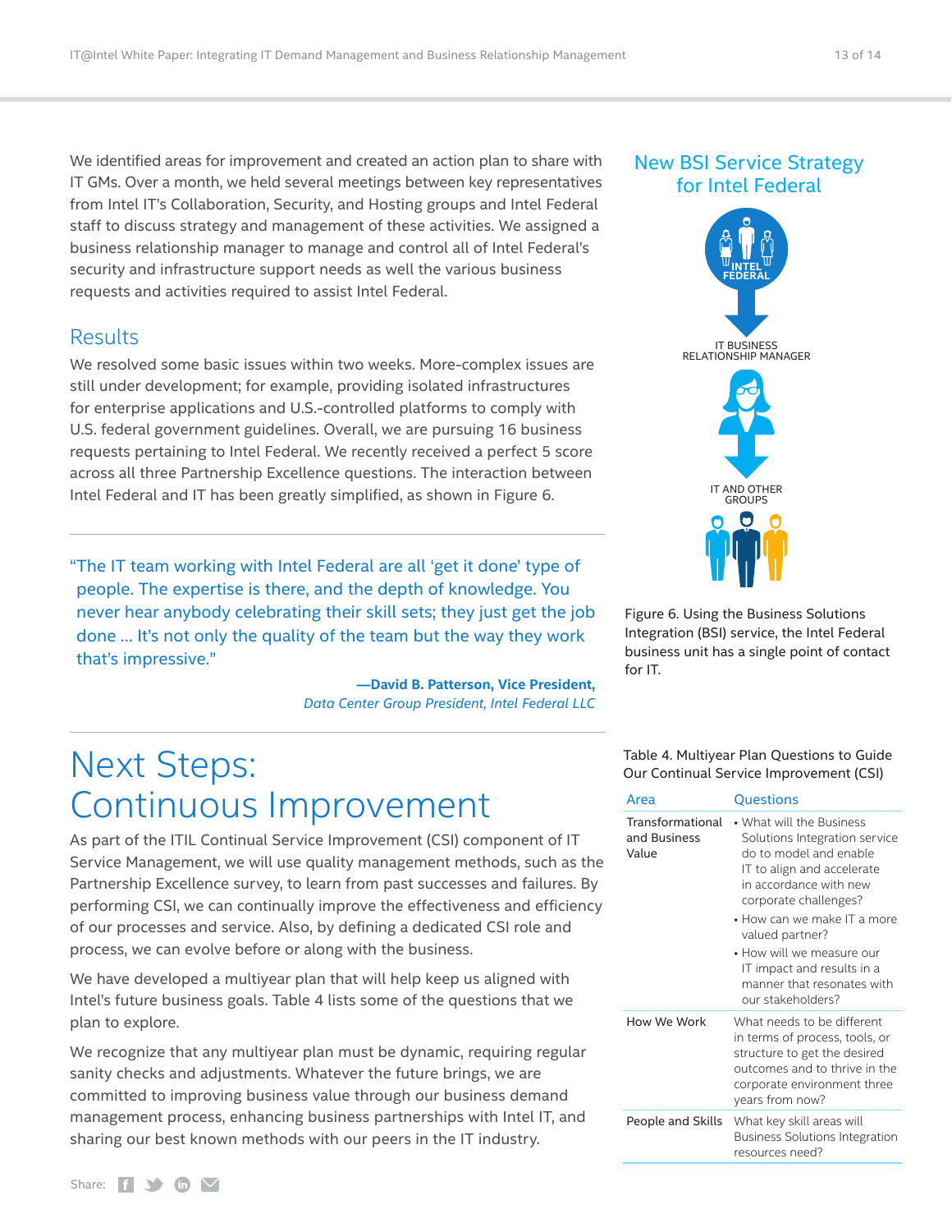We identified areas for improvement and created an action plan to share with IT GMs. Over a month, we held several meetings between key representatives from Intel IT's Collaboration, Security, and Hosting groups and Intel Federal staff to discuss strategy and management of these activities. We assigned a business relationship manager to manage and control all of Intel Federal's security and infrastructure support needs as well the various business requests and activities required to assist Intel Federal.

## Results

We resolved some basic issues within two weeks. More-complex issues are still under development; for example, providing isolated infrastructures for enterprise applications and U.S.-controlled platforms to comply with U.S. federal government guidelines. Overall, we are pursuing 16 business requests pertaining to Intel Federal. We recently received a perfect 5 score across all three Partnership Excellence questions. The interaction between Intel Federal and IT has been greatly simplified, as shown in Figure 6.

> "The IT team working with Intel Federal are all 'get it done' type of people. The expertise is there, and the depth of knowledge. You never hear anybody celebrating their skill sets; they just get the job done ... It's not only the quality of the team but the way they work that's impressive."
>
> **—David B. Patterson, Vice President,** *Data Center Group President, Intel Federal LLC*

**New BSI Service Strategy for Intel Federal**

INTEL FEDERAL

IT BUSINESS RELATIONSHIP MANAGER

IT AND OTHER GROUPS

Figure 6. Using the Business Solutions Integration (BSI) service, the Intel Federal business unit has a single point of contact for IT.

# Next Steps: Continuous Improvement

As part of the ITIL Continual Service Improvement (CSI) component of IT Service Management, we will use quality management methods, such as the Partnership Excellence survey, to learn from past successes and failures. By performing CSI, we can continually improve the effectiveness and efficiency of our processes and service. Also, by defining a dedicated CSI role and process, we can evolve before or along with the business.

We have developed a multiyear plan that will help keep us aligned with Intel's future business goals. Table 4 lists some of the questions that we plan to explore.

We recognize that any multiyear plan must be dynamic, requiring regular sanity checks and adjustments. Whatever the future brings, we are committed to improving business value through our business demand management process, enhancing business partnerships with Intel IT, and sharing our best known methods with our peers in the IT industry.

Table 4. Multiyear Plan Questions to Guide Our Continual Service Improvement (CSI)

| Area | Questions |
|---|---|
| Transformational and Business Value | • What will the Business Solutions Integration service do to model and enable IT to align and accelerate in accordance with new corporate challenges?<br>• How can we make IT a more valued partner?<br>• How will we measure our IT impact and results in a manner that resonates with our stakeholders? |
| How We Work | What needs to be different in terms of process, tools, or structure to get the desired outcomes and to thrive in the corporate environment three years from now? |
| People and Skills | What key skill areas will Business Solutions Integration resources need? |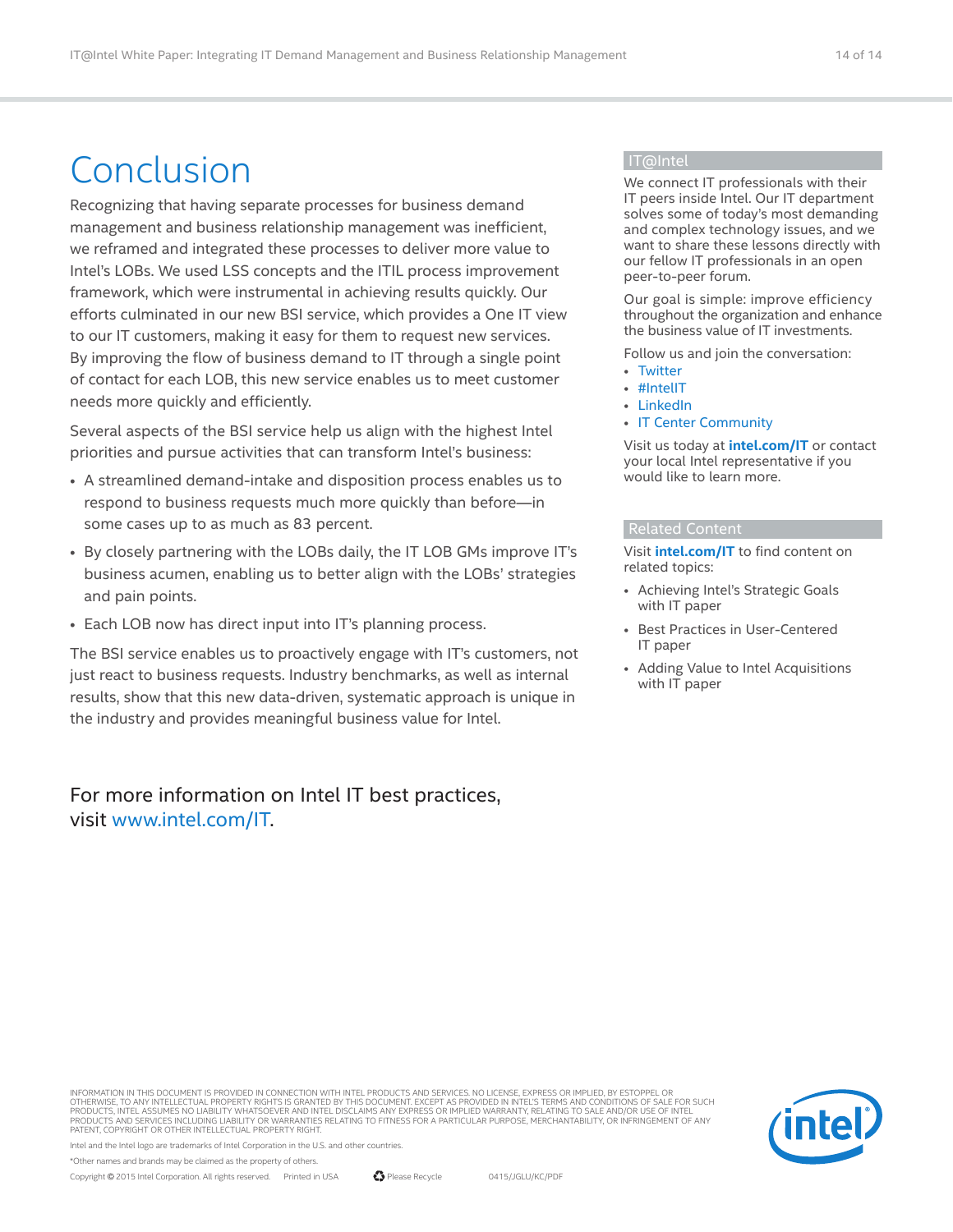# Conclusion

Recognizing that having separate processes for business demand management and business relationship management was inefficient, we reframed and integrated these processes to deliver more value to Intel's LOBs. We used LSS concepts and the ITIL process improvement framework, which were instrumental in achieving results quickly. Our efforts culminated in our new BSI service, which provides a One IT view to our IT customers, making it easy for them to request new services. By improving the flow of business demand to IT through a single point of contact for each LOB, this new service enables us to meet customer needs more quickly and efficiently.

Several aspects of the BSI service help us align with the highest Intel priorities and pursue activities that can transform Intel's business:

- A streamlined demand-intake and disposition process enables us to respond to business requests much more quickly than before—in some cases up to as much as 83 percent.
- By closely partnering with the LOBs daily, the IT LOB GMs improve IT's business acumen, enabling us to better align with the LOBs' strategies and pain points.
- Each LOB now has direct input into IT's planning process.

The BSI service enables us to proactively engage with IT's customers, not just react to business requests. Industry benchmarks, as well as internal results, show that this new data-driven, systematic approach is unique in the industry and provides meaningful business value for Intel.

For more information on Intel IT best practices, visit www.intel.com/IT.

## IT@Intel

We connect IT professionals with their IT peers inside Intel. Our IT department solves some of today's most demanding and complex technology issues, and we want to share these lessons directly with our fellow IT professionals in an open peer-to-peer forum.

Our goal is simple: improve efficiency throughout the organization and enhance the business value of IT investments.

Follow us and join the conversation:

- Twitter
- #IntelIT
- LinkedIn
- IT Center Community

Visit us today at **intel.com/IT** or contact your local Intel representative if you would like to learn more.

## Related Content

Visit **intel.com/IT** to find content on related topics:

- Achieving Intel's Strategic Goals with IT paper
- Best Practices in User-Centered IT paper
- Adding Value to Intel Acquisitions with IT paper

INFORMATION IN THIS DOCUMENT IS PROVIDED IN CONNECTION WITH INTEL PRODUCTS AND SERVICES. NO LICENSE, EXPRESS OR IMPLIED, BY ESTOPPEL OR OTHERWISE, TO ANY INTELLECTUAL PROPERTY RIGHTS IS GRANTED BY THIS DOCUMENT. EXCEPT AS PROVIDED IN INTEL'S TERMS AND CONDITIONS OF SALE FOR SUCH PRODUCTS, INTEL ASSUMES NO LIABILITY WHATSOEVER AND INTEL DISCLAIMS ANY EXPRESS OR IMPLIED WARRANTY, RELATING TO SALE AND/OR USE OF INTEL PRODUCTS AND SERVICES INCLUDING LIABILITY OR WARRANTIES RELATING TO FITNESS FOR A PARTICULAR PURPOSE, MERCHANTABILITY, OR INFRINGEMENT OF ANY PATENT, COPYRIGHT OR OTHER INTELLECTUAL PROPERTY RIGHT.

Intel and the Intel logo are trademarks of Intel Corporation in the U.S. and other countries.

*Other names and brands may be claimed as the property of others.

Copyright © 2015 Intel Corporation. All rights reserved. Printed in USA Please Recycle 0415/JGLU/KC/PDF